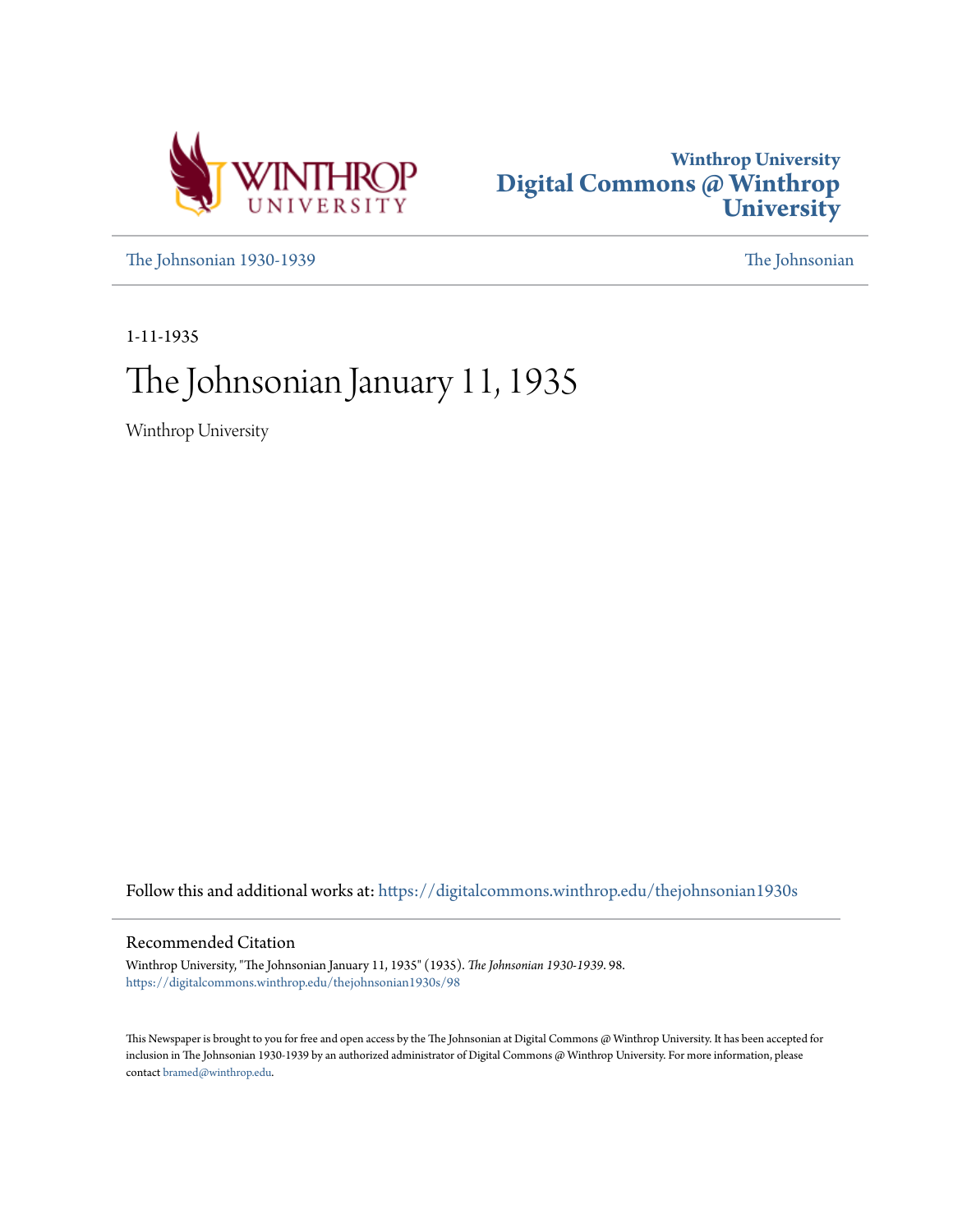Winthrop University
# Digital Commons @ Winthrop University

The Johnsonian 1930-1939 | The Johnsonian

1-11-1935

# The Johnsonian January 11, 1935

Winthrop University

Follow this and additional works at: https://digitalcommons.winthrop.edu/thejohnsonian1930s

## Recommended Citation

Winthrop University, "The Johnsonian January 11, 1935" (1935). *The Johnsonian 1930-1939*. 98.
https://digitalcommons.winthrop.edu/thejohnsonian1930s/98

This Newspaper is brought to you for free and open access by the The Johnsonian at Digital Commons @ Winthrop University. It has been accepted for inclusion in The Johnsonian 1930-1939 by an authorized administrator of Digital Commons @ Winthrop University. For more information, please contact bramed@winthrop.edu.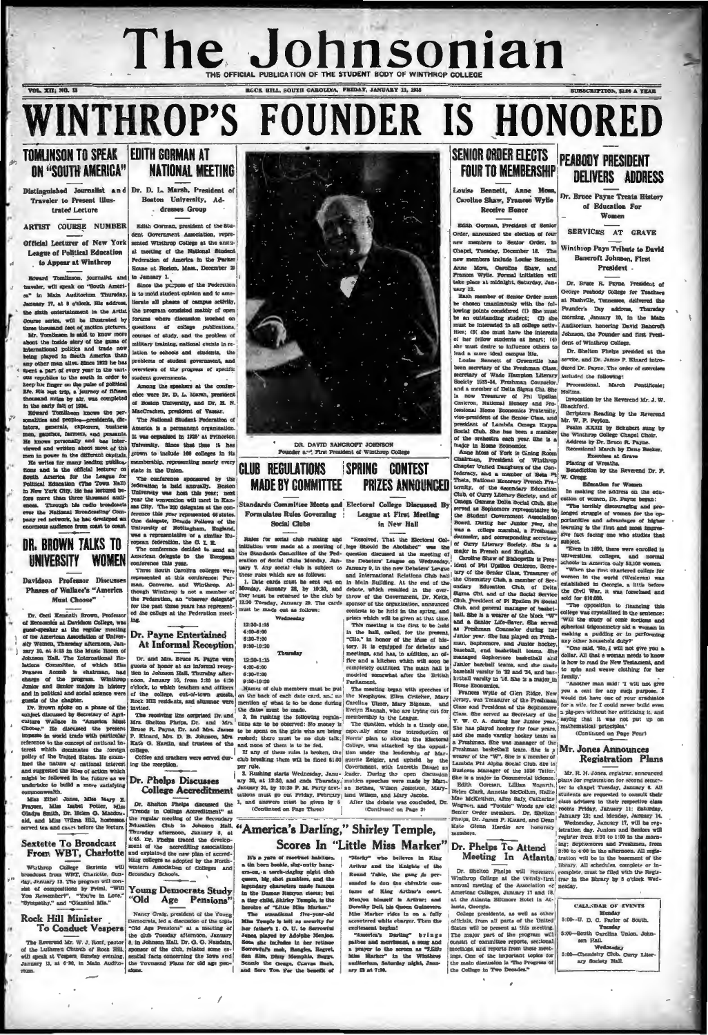# The Johnsonian

THE OFFICIAL PUBLICATION OF THE STUDENT BODY OF WINTHROP COLLEGE

VOL. XII; NO. 13 — ROCK HILL, SOUTH CAROLINA, FRIDAY, JANUARY 11, 1935 — SUBSCRIPTION, $1.00 A YEAR

# WINTHROP'S FOUNDER IS HONORED

## TOMLINSON TO SPEAK ON "SOUTH AMERICA"

### Distinguished Journalist and Traveler to Present Illustrated Lecture

### ARTIST COURSE NUMBER

### Official Lecturer of New York League of Political Education to Appear at Winthrop

Edward Tomlinson, journalist and traveler, will speak on "South America" in Main Auditorium Thursday, January 17, at 8 o'clock. His address, the sixth entertainment in the Artist Course series, will be illustrated by three thousand feet of motion pictures.

Mr. Tomlinson is said to know more about the inside story of the game of international politics and trade now being played in South America than any other man alive. Since 1923 he has spent a part of every year in the various republics to the south in order to keep his finger on the pulse of political life. His last trip, a journey of fifteen thousand miles by air, was completed in the early fall of 1934.

Edward Tomlinson knows the personalities and peoples—presidents, dictators, generals, explorers, business men, gauchos, farmers, and peasants. He knows personally and has interviewed and written about most of the men in power in the different capitals. He writes for many leading publications and is the official lecturer on South America for the League for Political Education (The Town Hall) in New York City. He has lectured before more than three thousand audiences. Through his radio broadcasts over the National Broadcasting Company network, he has developed an enormous audience from coast to coast.

## DR. BROWN TALKS TO UNIVERSITY WOMEN

### Davidson Professor Discusses Phases of Wallace's "America Must Choose"

Dr. Cecil Kenneth Brown, Professor of Economics at Davidson College, was guest-speaker at the regular meeting of the American Association of University Women Thursday afternoon, January 10, at 5:15 in the Music Room of Johnson Hall. The International Relations Committee, of which Miss Frances Accomb is chairman, had charge of the program. Winthrop Junior and Senior majors in history and in political and social science were guests of the chapter.

Dr. Brown spoke on a phase of the subject discussed by Secretary of Agriculture Wallace in "America Must Choose." He discussed the present impasse in world trade with particular reference to the concept of national interest which dominates the foreign policy of the United States. He examined the nature of national interest and suggested the lines of action which might be followed in the future as we undertake to build a more satisfying commonwealth.

Miss Ethel Jones, Miss Mary E. Frayser, Miss Isabel Potter, Miss Gladys Smith, Dr. Helen G. Macdonald, and Miss Wilma Hill, hostesses, served tea and cakes before the lecture.

## Sextette To Broadcast From WBT, Charlotte

Winthrop College Sextette will broadcast from WBT, Charlotte, Sunday, January 13. The program will consist of compositions by Friml, "Will You Remember?", "You're in Love," "Sympathy," and "Giannini Mia."

## Rock Hill Minister To Conduct Vespers

The Reverend Mr. W. J. Roof, pastor of the Lutheran Church of Rock Hill, will speak at Vespers, Sunday evening, January 13, at 6:30, in Main Auditorium.

## EDITH GORMAN AT NATIONAL MEETING

### Dr. D. L. Marsh, President of Boston University, Addresses Group

Edith Gorman, president of the Student Government Association, represented Winthrop College at the annual meeting of the National Student Federation of America in the Parker House at Boston, Mass., December 28 to January 1.

Since the purpose of the Federation is to mold student opinion and to ameliorate all phases of campus activity, the program consisted mainly of open forums where discussion touched on questions of college publications, courses of study, and the problem of military training, national events in relation to schools and students, the problems of student government, and overviews of the progress of specific student governments.

Among the speakers at the conference were Dr. D. L. Marsh, president of Boston University, and Dr. H. N. MacCracken, president of Vassar.

The National Student Federation of America is a permanent organization. It was organized in 1925 at Princeton University. Since that time it has grown to include 168 colleges in its membership, representing nearly every state in the Union.

The conference sponsored by the federation is held annually. Boston University was host this year; next year the convention will meet in Kansas City. The 200 delegates at the conference this year represented 46 states. One delegate, Dennis Fellows of the University of Nottingham, England, was a representative of a similar European federation, the C. I. E.

The conference decided to send an American delegate to the European conference this year.

Three South Carolina colleges were represented at this conference: Furman, Converse, and Winthrop. Although Winthrop is not a member of the Federation, an "observer delegate" for the past three years has represented the college at the Federation meeting.

## Dr. Payne Entertained At Informal Reception

Dr. and Mrs. Bruce R. Payne were guests of honor at an informal reception in Johnson Hall, Thursday afternoon, January 10, from 3:30 to 4:30 o'clock, to which teachers and officers of the college, out-of-town guests, Rock Hill residents, and alumnae were invited.

The receiving line comprised Dr. and Mrs. Shelton Phelps, Dr. and Mrs. Bruce R. Payne, Dr. and Mrs. James P. Kinard, Mrs. D. B. Johnson, Mrs. Kate G. Hardin, and trustees of the college.

Coffee and crackers were served during the reception.

## Dr. Phelps Discusses College Accreditment

Dr. Shelton Phelps discussed the "Trends in College Accreditment" at the regular meeting of the Secondary Education Club in Johnson Hall, Thursday afternoon, January 3, at 4:45. Dr. Phelps traced the development of the accrediting associations and explained the new plan of accrediting colleges as adopted by the North-western Association of Colleges and Secondary Schools.

## Young Democrats Study "Old Age Pensions"

Nancy Craig, president of the Young Democrats, led a discussion of the topic "Old Age Pensions" at a meeting of the club Tuesday afternoon, January 8, in Johnson Hall. Dr. O. G. Naudain, sponsor of the club, related some essential facts concerning the laws and the Townsend Plans for old age pensions.

DR. DAVID BANCROFT JOHNSON
Founder and First President of Winthrop College

## CLUB REGULATIONS MADE BY COMMITTEE

### Standards Committee Meets and Formulates Rules Governing Social Clubs

Rules for social club rushing and initiation were made at a meeting of the Standards Committee of the Federation of Social Clubs Monday, January 7. Any social club is subject to these rules which are as follows:

1. Date cards must be sent out on Monday, January 28, by 10:30, and they must be returned to the club by 12:30 Tuesday, January 29. The cards must be made out as follows:

Wednesday

12:30-1:15
4:00-6:00
6:30-7:00
9:30-10:30

Thursday

12:30-1:15
4:00-6:00
6:30-7:00
9:30-10:30

Names of club members must be put on the back of each date card, and no mention of what is to be done during the dates must be made.

2. In rushing the following regulations are to be observed: No money is to be spent on the girls who are being rushed; there must be no club talk; and none of them is to be fed.

If any of these rules is broken, the club breaking them will be fined $1.00 per rule.

3. Rushing starts Wednesday, January 30, at 12:30, and ends Thursday, January 31, by 10:30 P. M. Party invitations must go out Friday, February 1, and answers must be given by 6

(Continued on Page Three)

## SPRING CONTEST PRIZES ANNOUNCED

### Electoral College Discussed By League at First Meeting in New Hall

"Resolved, That the Electoral College Should Be Abolished" was the question discussed at the meeting of the Debaters' League on Wednesday, January 9, in the new Debaters' League and International Relations Club hall in Main Building. At the end of the debate, which resulted in the overthrow of the Government, Dr. Keith, sponsor of the organization, announced contests to be held in the spring, and prizes which will be given at that time.

This meeting is the first to be held in the hall, called, for the present, "Clio," in honor of the Muse of history. It is equipped for debates and meetings, and has, in addition, an office and a kitchen which will soon be completely outfitted. The main hall is modeled somewhat after the British Parliament.

The meeting began with speeches of the Neophytes, Ellen Critcher, Mary Carolina Ulmer, Mary Bigham, and Evelyn Hannah, who are trying out for membership in the League.

The question, which is a timely one, especially since the introduction of Norris' plan to abolish the Electoral College, was attacked by the opposition under the leadership of Marguerite Zeigler, and upheld by the Government, with Lucretia Daniel as leader. During the open discussion maiden speeches were made by Marian Bethea, Wilson Jameson, Maryland Wilson, and Mary Jacobs.

After the debate was concluded, Dr.

(Continued on Page 3)

## "America's Darling," Shirley Temple, Scores In "Little Miss Marker"

It's a yarn of racetrack habitues, a tin horn bookie, slug-nutty hangers-on, a torch-singing night club queen, big shot gamblers, and the legendary characters made famous in the Damon Runyon stories; but a tiny child, Shirley Temple, is the heroine of "Little Miss Marker."

The sensational five-year-old Miss Temple is left as security for her father's I. O. U. to Sorrowful Jones, played by Adolphe Menjou. Soon she includes in her retinue Sorrowful's mob, Bangles, Regret, Sun Kiss, Dizzy Memphis, Buggs, Sanola the Gouge, Canvas Back, and Sore Toe. For the benefit of "Marky" who believes in King Arthur and the Knights of the Round Table, the gang is persuaded to don the chivalric costume of King Arthur's court. Menjou himself is Arthur; and Dorothy Dell, his Queen Guinevere. Miss Marker rides in on a fully accoutered white charger. Then the excitement begins!

"America's Darling" brings pathos and merriment, a song and a prayer to the screen as "Little Miss Marker" in the Winthrop auditorium, Saturday night, January 12 at 7:30.

## SENIOR ORDER ELECTS FOUR TO MEMBERSHIP

### Louise Bennett, Anne Moss, Caroline Shaw, Frances Wylie Receive Honor

Edith Gorman, President of Senior Order, announced the election of four new members to Senior Order, in Chapel, Tuesday, December 18. The new members include Louise Bennett, Anne Moss, Caroline Shaw, and Frances Wylie. Formal initiation will take place at midnight, Saturday, January 12.

Each member of Senior Order must be chosen unanimously with the following points considered (1) She must be an outstanding student; (2) she must be interested in all college activities; (3) she must have the interests of her fellow students at heart; (4) she must desire to influence others to lead a more ideal campus life.

Louise Bennett of Greenville has been secretary of the Freshman Class, secretary of Wade Hampton Literary Society 1933-34, Freshman Counselor, and a member of Delta Sigma Chi. She is now Treasurer of Phi Upsilon Omicron, National Honor and Professional Home Economics Fraternity, vice-president of the Senior Class, and president of Lambda Omega Kappa Social Club. She has been a member of the orchestra each year. She is a major in Home Economics.

Anne Moss of York is Dining Room Chairman, President of Winthrop Chapter United Daughters of the Confederacy, and a member of Beta Pi Theta, National Honorary French Fraternity, of the Secondary Education Club, of Curry Literary Society, and of Omega Gamma Delta Social Club. She served as Sophomore representative to the Student Government Association Board. During her Junior year, she was a college marshal, a Freshman counselor, and corresponding secretary of Curry Literary Society. She is a major in French and English.

Caroline Shaw of Bishopville is President of Phi Upsilon Omicron, Secretary of the Senior Class, Treasurer of the Chemistry Club, a member of Secondary Education Club, of Delta Sigma Chi, and of the Social Service Club, President of Pi Epsilon Pi Social Club, and general manager of basketball. She is a wearer of the block "W" and a Senior Life-Saver. She served as Freshman Counselor during her Junior year. She has played on Freshman, Sophomore, and Junior hockey, baseball, and basketball teams. She managed Sophomore basketball and Junior baseball teams, and she made baseball varsity in '33 and '34, and basketball varsity in '34. She is a major in Home Economics.

Frances Wylie of Glen Ridge, New Jersey, was Treasurer of the Freshman Class and President of the Sophomore Class. She served as Secretary of the Y. W. C. A. during her Junior year. She has played hockey for four years, and she made varsity hockey team as a Freshman. She was manager of the Freshman basketball team. She is a wearer of the "W". She is a member of Lambda Phi Alpha Social Club. She is Business Manager of the 1935 Tatler. She is a major in Commercial Science.

Edith Gorman, Lillian Hogarth, Helen Clark, Annette McCollum, Hallie Mae McCutchen, Alice Sally, Catherine Wagnon, and "Tootsie" Woods are old Senior Order members. Dr. Shelton Phelps, Dr. James P. Kinard, and Dean Kate Glenn Hardin are honorary members.

## Dr. Phelps To Attend Meeting In Atlanta

Dr. Shelton Phelps will represent Winthrop College at the twenty-first annual meeting of the Association of American Colleges, January 17 and 18, at the Atlanta Biltmore Hotel in Atlanta, Georgia.

College presidents, as well as other officials, from all parts of the United States will be present at this meeting. The major part of the program will consist of committee reports, sectional meetings, and reports from these meetings. One of the important topics for the main discussion is "The Progress of the College in Two Decades."

## PEABODY PRESIDENT DELIVERS ADDRESS

### Dr. Bruce Payne Treats History of Education For Women

### SERVICES AT GRAVE

### Winthrop Pays Tribute to David Bancroft Johnson, First President

Dr. Bruce R. Payne, President of George Peabody College for Teachers at Nashville, Tennessee, delivered the Founder's Day address, Thursday morning, January 10, in the Main Auditorium, honoring David Bancroft Johnson, the Founder and first President of Winthrop College.

Dr. Shelton Phelps presided at the service, and Dr. James P. Kinard introduced Dr. Payne. The order of exercises included the following:

Processional, March Pontificale; Hollins.

Invocation by the Reverend Mr. J. W. Shackford.

Scripture Reading by the Reverend Mr. W. P. Peyton.

Psalm XXIII by Schubert sung by the Winthrop College Chapel Choir.

Address by Dr. Bruce R. Payne.

Recessional March by Dene Becker.

Exercises at Grave

Placing of Wreaths.

Benediction by the Reverend Dr. F. W. Gregg.

**Education for Women**

In making the address on the education of women, Dr. Payne began:

"The terribly discouraging and prolonged struggle of women for the opportunities and advantages of higher learning is the first and most impressive fact facing one who studies that subject.

"Even in 1880, there were enrolled in universities, colleges, and normal schools in America only 53,308 women.

"When the first chartered college for women in the world (Wesleyan) was established in Georgia, a little before the Civil War, it was foreclosed and sold for $10,000.

"The opposition to financing this college was crystallized in the sentence: 'Will the study of conic sections and spherical trigonometry aid a woman in making a pudding or in performing any other household duty?'

"One said, 'No, I will not give you a dollar. All that a woman needs to know is how to read the New Testament, and to spin and weave clothing for her family.'

"Another man said: 'I will not give you a cent for any such purpose. I would not have one of your graduates for a wife, for I could never build even a pig-pen without her criticising it, and saying that it was not put up on mathematical principles.'

(Continued on Page Four)

## Mr. Jones Announces Registration Plans

Mr. R. H. Jones, registrar, announced plans for registration for second semester in chapel Tuesday, January 8. All students are requested to consult their class advisers in their respective class rooms Friday, January 11; Saturday, January 12; and Monday, January 14.

Wednesday, January 17, will be registration day. Juniors and Seniors will register from 8:30 to 1:00 in the morning; Sophomores and Freshmen, from 2:00 to 4:00 in the afternoon. All registration will be in the basement of the library. All schedules, complete or incomplete, must be filed with the Registrar in the library by 5 o'clock Wednesday.

**CALENDAR OF EVENTS**

Monday
5:00—U. D. C. Parlor of South.

Tuesday
5:00—South Carolina Union. Johnson Hall.

Wednesday
5:00—Chemistry Club. Curry Literary Society Hall.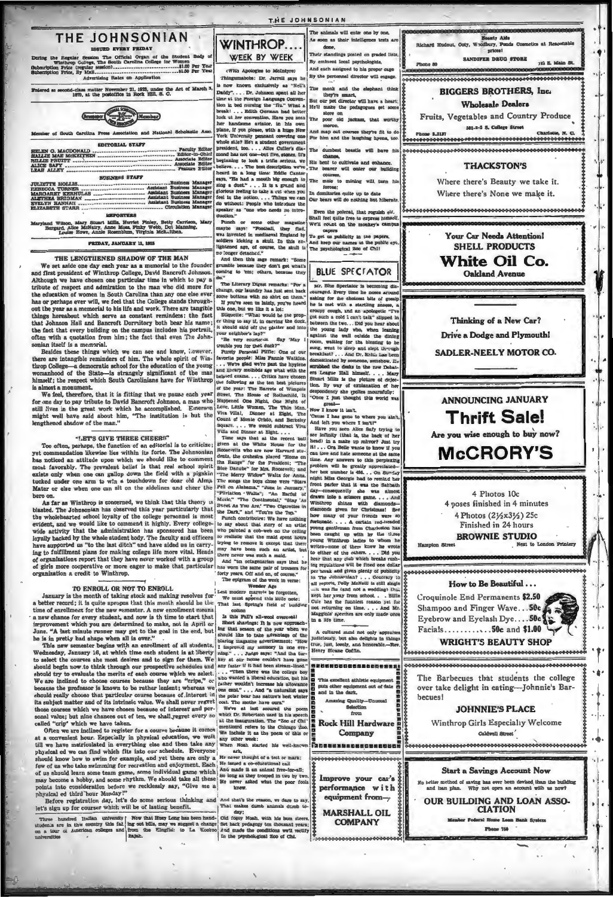# THE JOHNSONIAN

ISSUED EVERY FRIDAY

During the Regular Session The Official Organ of the Student Body of Winthrop College, The South Carolina College for Women

Subscription Price (regular session)..............................$1.00 Per Year
Subscription Price, By Mail..............................$1.50 Per Year

Advertising Rates on Application

Entered as second-class matter November 21, 1923, under the Act of March 3, 1879, at the postoffice in Rock Hill, S. C.

Member of South Carolina Press Association and National Scholastic Assn.

## EDITORIAL STAFF

HELEN G. MACDONALD .............................. Faculty Editor
HALLIE MAE McKEITHEN .............................. Editor-in-Chief
BILLIE PRUITT .............................. Associate Editor
ALICE SAFY .............................. Associate Editor
LEAH ALLEY .............................. Feature Editor

## BUSINESS STAFF

JULIETTE HOLLIS .............................. Business Manager
REBECCA TURNER .............................. Assistant Business Manager
MARGARET KERHULAS .............................. Assistant Business Manager
ALETHEA BRIGMAN .............................. Assistant Business Manager
EVELYN HANNAH .............................. Assistant Business Manager
ELIZABETH STARR .............................. Circulation Manager

## REPORTERS

Maryland Wilson, Mary Stuart Mills, Harriet Pinley, Betty Carrison, Mary Burgard, Alice McNairy, Anne Moss, Pinky Webb, Dot Manning, Louise Howe, Annie Rosenblum, Virginia McAlhiea.

FRIDAY, JANUARY 11, 1935

## THE LENGTHENED SHADOW OF THE MAN

We set aside one day each year as a memorial to the founder and first president of Winthrop College, David Bancroft Johnson. Although we have chosen one particular time in which to pay a tribute of respect and admiration to the man who did more for the education of women in South Carolina than any one else ever has or perhaps ever will, we feel that the College stands throughout the year as a memorial to his life and work. There are tangible things hereabout which serve as constant reminders: the fact that Johnson Hall and Bancroft Dormitory both bear his name; the fact that every building on the campus includes his portrait, often with a quotation from him; the fact that even The Johnsonian itself is a memorial.

Besides these things which we can see and know, however, there are intangible reminders of him. The whole spirit of Winthrop College—a democratic school for the education of the young womanhood of the State—is strangely significant of the man himself; the respect which South Carolinians have for Winthrop is almost a monument.

We feel, therefore, that it is fitting that we pause each year for one day to pay tribute to David Bancroft Johnson, a man who still lives in the great work which he accomplished. Emerson might well have said about him, "The institution is but the lengthened shadow of the man."

## "LET'S GIVE THREE CHEERS"

Too often, perhaps, the function of an editorial is to criticize; yet commendation likewise lies within its forte. The Johnsonian has noticed an attitude upon which we should like to comment most favorably. The prevalent belief is that real school spirit exists only when one can gallop down the field with a pigskin tucked under one arm to win a touchdown for dear old Alma Mater or else when one can sit on the sidelines and cheer the hero on.

As far as Winthrop is concerned, we think that this theory is blasted. The Johnsonian has observed this year particularly that the wholehearted school loyalty of the college personnel is most evident, and we would like to commend it highly. Every college-wide activity that the administration has sponsored has been loyally backed by the whole student body. The faculty and officers have supported us "to the last ditch" and have aided us in carrying to fulfillment plans for making college life more vital. Heads of organizations report that they have never worked with a group of girls more cooperative or more eager to make that particular organization a credit to Winthrop.

## TO ENROLL OR NOT TO ENROLL

January is the month of taking stock and making resolves for a better record; it is quite apropos that this month should be the time of enrollment for the new semester. A new enrollment means a new chance for every student, and now is th time to start that improvement which you are determined to make, not in April or June. "A last minute runner may get to the goal in the end, but he is in pretty bad shape when all is over."

This new semester begins with an enrollment of all students, Wednesday, January 16, at which time each student is at liberty to select the courses she most desires and to sign for them. We should begin now to think through our prospective schedules and should try to evaluate the merits of each course which we select. We are inclined to choose courses because they are "cripa," or because the professor is known to be rather lenient; whereas we should really choose that particular course because of interest in its subject matter and of its intrinsic value. We shall never regret those courses which we have chosen because of interest and personal value; but nine chances out of ten, we shall regret every so called "crip" which we have taken.

Often we are inclined to register for a course because it comes at a convenient hour. Especially in physical education, we wait till we have matriculated in everything else and then take any physical ed we can find which fits into our schedule. Everyone should know how to swim for example, and yet there are only a few of us who take swimming for recreation and enjoyment. Each of us should learn some team game, some individual game which may become a hobby, and some rhythm. We should take all these points into consideration before we recklessly say, "Give me a physical ed third hour Monday!"

Before registration day, let's do some serious thinking and let's sign up for courses which will be of lasting benefit.

Three hundred Italian university students are in this country this fall on a tour of American colleges and universities.

Now that Huey Long has been handing out bills, may we suggest a change from the Kingfish to La Kookoo Rajah.

## WINTHROP.... WEEK BY WEEK

(With Apologies to McIntyre)

Thingumabobs: Dr. Jarrell says he is now known exclusively as "Nell's Daddy" . . . Dr. Johnson spent all her time at the Foreign Language Convention in bed nursing the "flu." What a break! . . . Edith Gorman had better luck at her convention. Have you seen her handsome aviator, in his own plane, if you please, with a huge New York University pennant covering one whole side? He's a student government president, too. . . . Alice Cutler's diamond has not come—but five, stones. It's beginning to look a trifle serious, we believe. . . . The best description we've heard in a long time: Eddie Cantor says, "He had a mouth big enough to sing a duet." . . . It is a grand and glorious feeling to take a cut when you feel in the notion. . . . Things we can do without: People who introduce the speaker as "one who needs no introduction."

Punch or some other magazine maybe says: "Football, they find, was invented in mediaeval England by soldiers kicking a skull. In this enlightened age, of course, the skull is no longer detached."

And then this sage remark: "Some grumble because they don't get what's coming to 'em; others, because they do."

The Literary Digest remarks: "For a change, our laundry has just sent back some buttons with no shirt on them." If you've seen it lately, you've heard this one, but we like it a lot:

Etiquette: "What would be the proper thing to say if, in carving the duck, it should skid off the platter and into your neighbor's lap?"

"Be very courteous. Say 'May I trouble you for that duck?'"

Purely Personal Piffle: One of our favorite people: Miss Fannie Watkins. . . . We're glad we're past the hygiene and library methods age what with the belated exams. . . . Critics have chosen the following as the ten best pictures of the year: The Barretts of Wimpole Street, The House of Rothschild, It Happened One Night, One Night of Love, Little Women, The Thin Man, Viva Villa!, Dinner at Eight, The Count of Monte Cristo, and Berkeley Square. . . . We would subtract Viva Villa and Dinner at Eight. . . .

Time says that at the recent ball given at the White House for the Roosevelts who are now Harvard students, the orchestra played "Home on the Range" for the President; "The Blue Danube" for Mrs. Roosevelt; and "The Merry Widow" Waltz for Anna. The songs the boys chose were "Stars Fell on Alabama," "June in January," "Flirtation Walk"; "An Earful of Music," "The Continental," "Stay 'As Sweet As You Are," "Two Cigarettes in the Dark," and "You're the Top."

Punch contributes: We have nothing to say about that story of an artist who painted a cob-web on the ceiling so realistic that the maid spent hours trying to remove it except that there may have been such an artist, but there never was such a maid.

And "an octagenarian says that he has worn the same pair of trousers for forty years. Off and on, of course."

The epigram of the week in verse:

*Wonder Age*

Lest modern marvels be forgotten,
We must append this little note:
That last Spring's field of budding cotton
Is this Fall's all-wool overcoat!

Short shavings: It is now approaching that season of the year when we should like to take advantage of the blaring magazine advertisement: "How I improved my memory in one evening." . . . Judge says: "And the turkey at our house couldn't have gone any faster if it had been stream-lined." . . . "Then there was the college boy who wanted a liberal education, but his father wouldn't increase his allowance one cent." . . . And "a naturalist says the polar bear has nature's best winter coat. The moths have ours."

We've at last secured the poem which Dr. Robertson used in his speech at the inauguration. The "Zoo of Chi" mentioned refers to the Chicago Zoo. We include it as the poem of this or any other week:

When Noah started his well-known ark,
He never thought of a test or mark;
He issued a co-educational call
And made it an animal free-for-all;
So long as they trooped in two by two,
He never asked what the poor fools knew.

And that's the reason, we dare to say,
That makes dumb animals dumb today;
Old fogey Noah, with his bum steers,
Set back pedagogy ten thousand years;
And made the conditions we'll rectify
In the psychological Zoo of Chi.

The animals will enter one by one,
As soon as their intelligence tests are done,
Their standings posted on graded lists,
By eminent local psychologists,
And each assigned to his proper cage
By the personnel director will engage.

The monk and the elephant think they're smart,
But our pet director will have a heart;
He'll make the pedagogues get some store on
The poor old jackass, that worthy moron,
And map out courses they're fit to do
For him and the laughing hyena, too.

The dumbest beastie will have his chance,
His bent to cultivate and enhance.
The beaver will enter our building courses,
The mole to mining will turn his forces;
In dormitories quite up to date
Our bears will do nothing but hibernate.

Even the polecat, that roguish elf,
Shall feel quite free to express himself.
We'll count on the monkey's campus capers
To get us publicity in the papers,
And keep our names in the public eye,
The psychological Zoo of Chi!

## BLUE SPECTATOR

Mr. Blue Spectator is becoming discouraged. Every time he noses around asking for the choicest bits of gossip he is met with a startling sneeze, a croupy cough, and an apologetic "I've got such a cold I can't talk" slipped in between the two. . . . Did you hear about the young lady who, when leaning against the wall outside the dining room, waiting for the blessing to be sung, went to sleep and slept through breakfast? . . . And Dr. Keith has been domesticated by someone, somehow. He scrubbed the desks in the new Debaters League Hall himself. . . . Mary Stuart Mills is the picture of dejection. By way of explanation of her despondency she spells mournfully:
"Once I just thought this world was great—
Now I know it isn't,
'Cause I has gone to where you ain't,
And left you where I isn't!"

Have you seen Alice Safy trying to see infinity (that is, the back of her head) in a make up mirror? Just try it! . . . Ora Belle wants to know if you can love and hate someone at the same time. Any answers to this perplexing problem will be greatly appreciated—her box number is 498. . . . On Sunday night Miss Georgia had to remind her front parlor that it was the Sabbath day—consequently she was almost drawn into a scissors game. . . . And Winthrop shines with diamonds—diamonds given for Christmas! See how many of your friends were so fortunate. . . . A certain red-headed young gentleman from Charleston has been caught up with by the three young Winthrop ladies to whom he writes—none of them knew he wrote to either of the others. . . . Did you hear that any club which breaks rushing regulations will be fined one dollar per break and given plenty of publicity in The Johnsonian? . . . Contrary to all reports, Polly McNeill is still single—it was flu (and not a wedding) that kept her away from school. . . . Billie Cole has the funniest reason yet for not returning on time. . . . And Mr. Magginis' speeches are only made once in a life time.

A cultured mind not only appraises judiciously, but also delights in things true, just, lovely, and honorable.—Rev. Henry Sloane Coffin.

---

This excellent athletic equipment puts other equipment out of date and in the dark.

Amazing Quality—Unusual Selection from

**Rock Hill Hardware Company**

---

**Improve your car's performance with equipment from—**

**MARSHALL OIL COMPANY**

---

Beauty Aids
Richard Hudnut, Coty, Woodbury, Ponds Cosmetics at Reasonable prices!

**SANDIFER DRUG STORE**

Phone 80 — 152 E. Main St.

---

**BIGGERS BROTHERS, Inc.**

**Wholesale Dealers**

**Fruits, Vegetables and Country Produce**

Phone 3-3137 — 501-3-5 S. College Street — Charlotte, N. C.

---

**THACKSTON'S**

Where there's Beauty we take it.
Where there's None we make it.

---

**Your Car Needs Attention!**

**SHELL PRODUCTS**

# White Oil Co.

**Oakland Avenue**

---

Thinking of a New Car?

**Drive a Dodge and Plymouth!**

**SADLER-NEELY MOTOR CO.**

---

**ANNOUNCING JANUARY**

# Thrift Sale!

**Are you wise enough to buy now?**

# McCRORY'S

---

4 Photos 10c
4 poses finished in 4 minutes
4 Photos ($2\frac{1}{2}$x$3\frac{1}{2}$) 25c
Finished in 24 hours

**BROWNIE STUDIO**

Hampton Street — Next to London Printery

---

## How to Be Beautiful . . .

Croquinole End Permanents **$2.50**
Shampoo and Finger Wave....**50c**
Eyebrow and Eyelash Dye....**50c**
Facials..........**50c and $1.00**

**WRIGHT'S BEAUTY SHOP**

---

The Barbecues that students the college over take delight in eating—Johnnie's Barbecues!

**JOHNNIE'S PLACE**

Winthrop Girls Especially Welcome

Caldwell Street

---

**Start a Savings Account Now**

No better method of saving has ever been devised than the building and loan plan. Why not open an account with us now?

**OUR BUILDING AND LOAN ASSOCIATION**

Member Federal Home Loan Bank System

Phone 750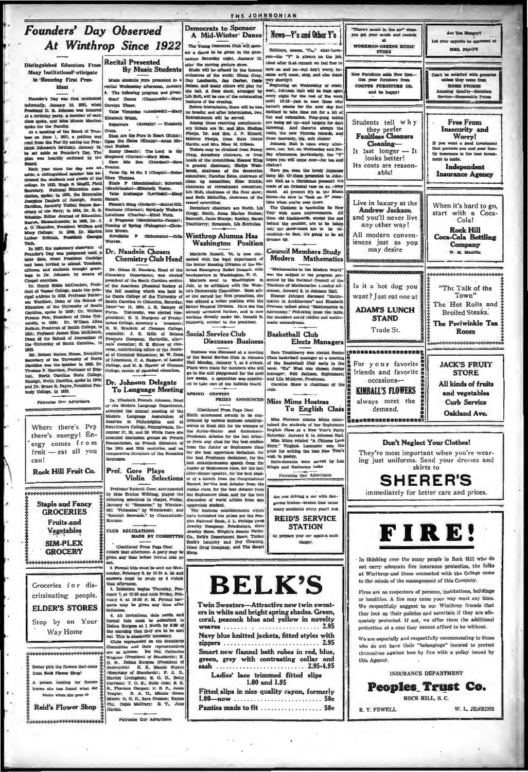# Founders' Day Observed At Winthrop Since 1922

**Distinguished Educators From Many Institutions Participate in Honoring First President**

Founder's Day was first celebrated informally, January 10, 1921, when President D. B. Johnson was honored at a birthday party. A member of each class spoke, and Miss Minnie Macfeat spoke for the Faculty.

At a meeting of the Board of Trustees on June 1, 1921, a petition was read from the Faculty asking the President Johnson's birthday, January 10, be set aside as Founder's Day. The plan was heartily endorsed by the Board.

Each year since the day was set aside, a distinguished speaker has addressed the students and guests of the college. In 1922, Hugh S. Magill, Field Secretary, National Education Association, spoke; in 1923, the Honorable Josephus Daniels of Raleigh, North Carolina, formerly United States Secretary of the Navy; in 1924, Dr. E. E. Winship, Editor Journal of Education, Boston, Massachusetts; in 1926, Dr. J. A. O. Chandler, President William and Mary College; in 1926, Dr. Marion Luther Brittain, President Georgia Tech.

In 1927, the customary observance of Founder's Day was postponed until a later date, when President Coolidge had been invited to attend. Teachers, officers, and students brought greetings to Dr. Johnson by means of Chapel exercises.

Dr. Henry Noble McCracken, President of Vassar College, made the principal address in 1928. Professor Patterson Wardlaw, Dean of the School of Education of the University of South Carolina, spoke in 1929; Dr. William Preston Few, President of Duke University, in 1930; Dr. William Allan Neilson, President of Smith College, in 1931; Professor James Rion McKissick, Dean of the School of Journalism of the University of South Carolina, in 1933.

Mr. Robert Burton House, Executive Secretary of the University of North Carolina was the speaker in 1933. Dr. Thomas P. Harrison, Professor of English, North Carolina State College, Raleigh, North Carolina, spoke in 1934; and Dr. Bruce R. Payne, President Peabody College, in 1935.

Patronize Our Advertisers

---

Where there's Pep there's energy! Energy comes from fruit — eat all you can!

**Rock Hill Fruit Co.**

---

**Staple and Fancy GROCERIES**

**Fruits and Vegetables**

**SIM-PLEX GROCERY**

---

Groceries for discriminating people.

**ELDER'S STORES**

Stop by on Your Way Home

---

Better pick the flowers that come from Reid Flower Shop!

A person looking for flowers knows she has found what she wants when she goes to

**Reid's Flower Shop**

---

## Recital Presented By Music Students

Music students were presented in a recital Wednesday afternoon, January 9. The following program was given:

Scarf Dance (Chaminade)—Mary Carolyn Ulmer.

Valse Viennoise (Landowski)—Mary Elizabeth Welch.

Bergeruse (Arensky) — Elizabeth Crum.

Blest are the Pure in Heart (Hahn); Ope the Gates (Knapp)—Anna Marian Busbee.

Ecstasy (Beach); The Lord is My Shepherd (Curran)—Mary Moss.

Caro Mio Ben (Giordani)—Sara Proctor.

Valse Op. 64 No. 2 (Chopin)—Heber Rhea Thomas.

Etude F (Mendelssohn); Scherzo (Mendelssohn)—Elizabeth Tester.

Valse Arabesque (Levitzki)—Mary Sittare.

Pierson's Song (Godard)—Mabel Hill. Nocturne (Curran); My Lady Walks in Loveliness (Charles)—Ethel Parks.

A Fragment (Mendelssohn-Caspar); Coming of Spring (Palmgren)—Christine Brown.

Novellette F (Schumann)—Julia Warren.

---

## Dr. Naudain Chosen Chemistry Club Head

Dr. Glenn G. Naudain, Head of the Chemistry Department, was elected president of the South Carolina section of the American Chemical Society at the fall meeting which was held in Le Conte College of the University of South Carolina in Columbia, Saturday, December 15, 1934. J. R. Sampey of Furman University, was elected vice-president; H. E. Staunton of Presbyterian College, secretary - treasurer; R. N. Brackett of Clemson College, councilor; J. E. Mills of Sonoco Products Company, Hartsville, alternate councilor; H. E. Shiver of Converse, contributing editor of the Journal of Chemical Education; M. W. Conn of Limestone, C. A. Haskew, of Lander College, and H. S. Hunter of Clemson College, senate of chemical education.

---

## Dr. Johnson Delegate To Language Meeting

Dr. Elizabeth French Johnson, Head of the Modern Language Department, attended the annual meeting of the Modern Language Association of America in Philadelphia and at Swarthmore College, Pennsylvania, December 27, 28, and 29. While there she attended discussion groups on French Romanticism, on French literature of the 19th and 20th centuries, and on comparative literature of the Romance languages.

---

## Prof. Gore Plays Violin Selections

Professor Emmett Gore, accompanied by Miss Ermine Willfong, played the following selections in chapel, Friday, January 4: "Romance," by Wieniawski; "Polonaise," by Wieniawski; and "Spanish Serenade," by Chaminade-Kreisler.

---

## CLUB REGULATIONS MADE BY COMMITTEE

(Continued From Page One)

o'clock that afternoon. A party may be given any time before formal oids go out.

4. Formal bids must be sent out Wednesday, February 6, by 10:30 A. M. and answers must be made by 6 o'clock that afternoon.

5. Initiation begins Thursday, February 7, at 12:30 and ends Friday, February 8, at 10:30 P. M. Formal banquets may be given any time after initiation.

6. All invitations, date cards, and formal bids must be submitted to Delma Burgess at 1 North by 8:30 of the morning that they are to be sent out. This is absolutely necessary.

Clubs represented on the Standards Committee and their representatives are as follows: Psi Phi, Catherine Wagnon (President of Standards); K. G. N., Delma Burgess (President of Federation); K. E., Mamie Bryant (Secretary of Standards); P. S. D., Harriet Livingston; S. O. D., Betty Carrison; T. O. K., Billie Cole; S. K. B., Florence Dargan; F. S. F., Jessie Teague; B. A. D., Minnie Orem Moore; O. G. D., Sara Crosson; Kappa Phi, Copie McCrary; B. T., Jane Hardin.

Patronize Our Advertisers

---

## Democrats to Sponsor A Mid-Winter Dance

The Young Democrat Club will sponsor a dance to be given in the gymnasium Saturday night, January 12, after the moving picture show.

Music will be offered by the famous orchestras of the world: Glenn Gray, Guy Lombardo, Jan Garber, Ozzie Nelson, and many others will play for the ball. A floor show, arranged by Lib Holt, will be one of the outstanding features of the evening.

Before intermission, there will be two no breaks; and after intermission, two. Refreshments will be served.

Among those receiving complimentary tickets are Dr. and Mrs. Shelton Phelps, Dr. and Mrs. J. P. Kinard, Mildred Phelps, Dean Kate Glenn Hardin and Mrs. Mary M. Gibson.

Tickets may be obtained from Nancy Craig, dormitory chairman, or from heads of the committees. Eleanor King is general chairman; Gladys Westbrook, chairman of the decoration committee; Caroline Estes, chairman of clean up committee; Elise Brickle, chairman of refreshment committee; Lib Holt, chairman of the floor show; and Beth Mahaffey, chairman of the record committee.

Dormitory chairmen are North, Lib Gregg; South, Anna Marion Busbee; Bancroft, Janie Sharpe; Roddey, Sarah Touchberry; Breazeale, Lib Kerbulas.

---

## Winthrop Alumna Has Washington Position

Marjorie Russell, '34, is now connected with the legal department of the Better Housing Division of the National Emergency Relief Council, with headquarters in Washington, D. C.

Marjorie went to Washington in July, to be affiliated with the Women's Democratic Committee. Soon after she earned her first promotion, she was offered a better position with the Better Housing Division. Here she has already advanced farther, and is now working directly under Mr. Donald R. Richberg, adviser to the president.

---

## Social Service Club Discusses Business

Business was discussed at a meeting of the Social Service Club in Johnson Hall Monday, January 7, at 5 o'clock. Plans were made for members who will go to the mill playground for the next few weeks. A committee was appointed to take care of the bulletin board.

---

## SPRING CONTEST PRIZES ANNOUNCED

(Continued From Page One)

Keith announced awards to be contributed by various business establishments of Rock Hill for the winners of the Junior-Senior and Sophomore-Freshman debates for the best debater from any class for the best oration from the Junior or Sophomore class for the best extemporaneous declaimer, for the best Freshman declaimer, for the best extemporaneous speech from the Junior or Sophomore class, for the best after-dinner speaker, for the best reader of a speech from the Congressional Record, for the best debater from the Junior class, for the best debater from the Sophomore class, and for the best discussion of world affairs from any upperclass student.

The business establishments which have furnished the prizes are the Peoples National Bank, J. L. Phillips Drug Jewelry Company, Friedheim's, Ihrie Jewelry Store, Wright's Beauty Parlor, Co. Belk's Department Store, Tucker Rock's Laundry and Dry Cleaning, Good Drug Company, and The Smart Shop.

---

## News—Y's and Other Y's

Holidays, exams, "flu," what-have-you—the "Y" is always on the job. (And after that remark we feel free to rave on and on—but don't worry, because we'll cease, stop, and also desist very shortly!)

"Beginning on Wednesday of exam week, Johnson Hall will be kept open every night for the rest of the week until 10:15—just in case those who haven't exams for the next day feel inclined to take time out for a bit of fun and relaxation. Ping-pong tables are being set up—and targets for dart throwing. And there're always the radio, the new Victrola records, and those heavenly, big, soft chairs!

Johnson Hall is open every afternoon, too; but, on Wednesday and Friday afternoons, particularly, the "Y" hopes you will come over—for tea and chatter!

Have you seen the lovely Japanese lamp Mr. Graham presented to Johnson Hall as a Christmas present? It's made of an Oriental vase on an ebony stand. At present it's in the Music Room—be sure to "look on it" sometime when you're over there.

The Canteen is beginning its New Year with more improvements. All those old blackboards, except the one behind the counter, are to be taken out; the show-cases are to be remodeled—in fact, it's going to be all dressed up.

---

## Council Members Study Modern Mathematics

"Mathematics in the Modern World" was the subject of the program presented by the National Council of the Teachers of Mathematics Tuesday afternoon, January 8, in Johnson Hall.

Eleanor Johnson discussed "Mathematics in Architecture" and Elizabeth Prierson talked about "Mathematics in Astronomy." Following these two talks, the members asked riddles and mathematic conundrums.

---

## Basketball Club Elects Managers

Sara Touchberry was elected Senior Class basketball manager at a meeting of the Basketball Club early in the week. "Sis" West was chosen Junior manager; Nell Jackson, Sophomore; and Lila Muldrow, Freshman.

Caroline Shaw is chairman of the club.

---

## Miss Mims Hostess To English Class

Miss Florence Adams Mims entertained the students of her Sophomore English Class at a New Year's Party Saturday, January 5, in Johnson Hall. Miss Mims related "A Chinese Love Story." Virginia Lancaster won the prize for writing the best New Year's wish in poetry.

Refreshments were served by Lou Hugh and Katherine Lake.

Patronize Our Advertisers

---

Are you driving a car with dangerous brakes—brakes that cause many accidents every year? Ask

**REID'S SERVICE STATION**

to prepare your car against such danger.

---

# BELK'S

**Twin Sweaters**—Attractive new twin sweaters in white and bright spring shades. Green, coral, peacock blue and yellow in novelty weaves ....... 2.95

**Navy blue knitted jackets**, fitted styles with zippers ....... 2.95

**Smart new flannel bath robes** in red, blue, green, grey with contrasting collar and sash ....... 2.95-4.95

**Ladies' lace trimmed fitted slips** 1.00 and 1.95

**Fitted slips** in nice quality rayon, formerly 1.00—now ....... 50c

**Panties made to fit** ....... 50c

---

"There's music in the air" when you get your music and records at

**WORKMAN-GREENE MUSIC STORE**

---

New Furniture adds New Zest— Get your furniture from **COOPER FURNITURE CO.** and be happy!

---

Students tell why they prefer **Faultless Cleaners** Cleaning— It last longer — It looks better! Its costs are reasonable!

---

Live in luxury at the **Andrew Jackson** and you'll never live any other way!

All modern conveniences just as you may desire

---

Is it a hot dog you want? Just eat one at

**ADAM'S LUNCH STAND**

Trade St.

---

For your favorite friends and favorite occasions—

**KIMBALL'S FLOWERS**

always meet the demand.

---

Are You Hungry? Let your appetite be appeased at

**MRS. POAG'S**

---

Don't be satisfied with groceries unless they come from **HOME STORES**

Amazing Quality—Excellent Service—Reasonable Prices

---

**Free From Insecurity and Worry!**

If you want a good investment that protects you and your family insurance is the best investment to make.

**Independent Insurance Agency**

---

When it's hard to go, start with a Coca-Cola!

**Rock Hill Coca-Cola Bottling Company**

W. M. Mauldin

---

"The Talk of the Town"

The Hot Rolls and Broiled Steaks.

**The Periwinkle Tea Room**

---

**JACK'S FRUIT STORE**

All kinds of fruits and vegetables

Curb Service

Oakland Ave.

---

**Don't Neglect Your Clothes!**

They're most important when you're wearing just uniforms. Send your dresses and skirts to

# SHERER'S

immediately for better care and prices.

---

# FIRE!

In thinking over the many people in Rock Hill who do not carry adequate fire insurance protection, the folks at Winthrop and those connected with the College came to the minds of the management of this Company.

Fires are no respectors of persons, institutions, buildings or localities. A fire may come your way most any time. We respectfully suggest to our Winthrop friends that they look up their policies and ascertain if they are adequately protected. If not, we offer them the additional protection at a cost they cannot afford to be without.

We are especially and respectfully recommending to those who do not have their "belongings" insured to protect themselves against loss by fire with a policy issued by this Agency.

INSURANCE DEPARTMENT

**Peoples Trust Co.**

ROCK HILL, S. C.

R. T. FEWELL — W. L. JENKINS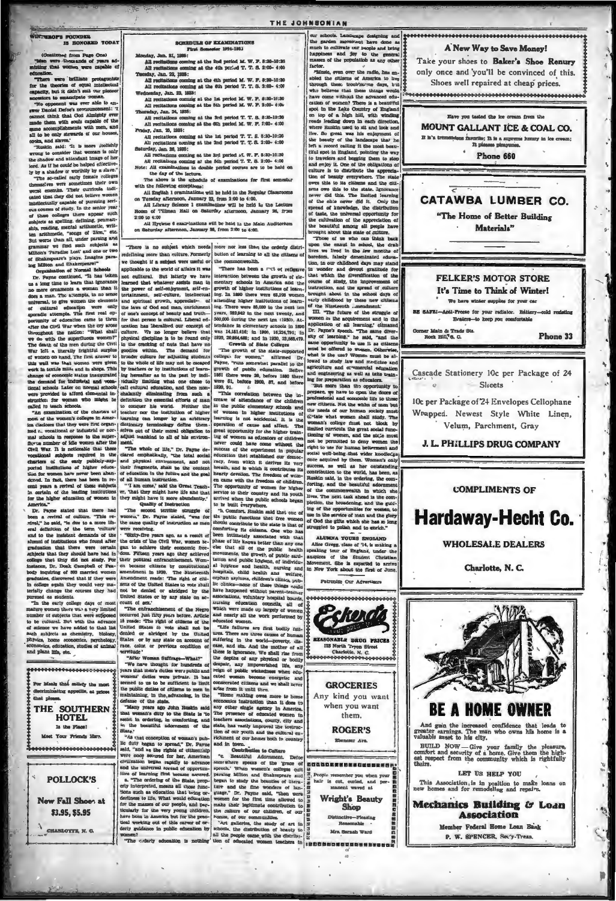## WINTHROP'S FOUNDER IS HONORED TODAY

(Continued from Page One)

"Men were thousands of years admitting that women were capable of education.

"There were brilliant protagonists for the theories of equal intellectual capacity, but it didn't suit the pioneer ancestors to emancipate woman.

"No opponent was ever able to answer Daniel Defoe's pronouncement: 'I cannot think that God Almighty ever made them with souls capable of the same accomplishments with men, and all to be only stewards of our houses, cooks, and slaves.'

"Ruskin said: 'It is more foolishly wrong to consider that woman is only the shadow and attendant image of her lord. As if he could be helped effectively by a shadow or worthily by a slave.'

"The so-called early female colleges themselves were sometimes their own worst enemies. Their curricula indicated that they did not believe women intellectually capable of pursuing serious courses of study. In the senior year of these colleges there appear such subjects as spelling, defining, penmanship, reading, mental arithmetic, written arithmetic, 'songs of Zion,' etc. But worse than all, under parsing and grammar we find such subjects as Milton's 'Paradise Lost' and one or two of Shakespeare's plays. Imagine parsing Milton and Shakespeare!"

### Organization of Normal Schools

Dr. Payne continued, "It has taken us a long time to learn that ignorance no more ornaments a woman than it does a man. The attempts, in no sense universal, to give women the elements of cultural education were only sporadic attempts. The first real opportunity of education came to them after the Civil War when the cry arose throughout the nation: 'What shall we do with the superfluous women?' The death of the men during the Civil War left a literally frightful surplus of women on hand. The first answer to this wail was that women were given work in textile mills and in shops. This change of economic status inaugurated the demand for industrial and vocational schools. Later on normal schools were provided to afford elemental instruction for women who might be called to teach schools.

"An examination of the charters of most of the women's colleges in America discloses that they were first organized as vocational or industrial or normal schools in response to the superfluous number of idle women after the Civil War. It is noticeable that these vocational subjects required in the charters of the early publicly-supported institutions of higher education for women have never been abandoned. In fact, there has been in recent years a revival of these subjects in certain of the leading institutions for the higher education of women in America."

Dr. Payne stated that there had been a revival of culture. "This revival," he said, "is due to a more liberal definition of the term 'culture' and to the insistent demands of the alumni of institutions who found after graduation that there were certain subjects that they should have had in college that they did not study. For instance, Dr. Doak Campbell of Peabody inquiring of 800 married women graduates, discovered that if they were in college again they would very materially change the courses they had pursued as students.

"In the early college days of most mature women there was a very limited number of subjects that were supposed to be cultural. But with the advance of science we have added to that list such subjects as chemistry, biology, physics, home economics, psychology, economics, education, studies of animal and plant life, etc.

"There is no subject which needs redefining more than culture. Formerly we thought if a subject were useful or applicable to the world of affairs it was not cultural. But lately we have learned that whatever assists man in the power of self-enjoyment, self-entertainment, self-culture, intellectual and spiritual growth, appreciation of the laws of God and man, enrichment of one's concept of beauty and truth—for that person is cultural. Liberal education has liberalized our concept of culture. We no longer believe that physical discipline is to be found only in the cracking of nuts that have no goodies within. The demand for broader culture for adjusting students to the whole of life may not be escaped by teachers or by institutions of learning hereafter as in the past by individually limiting what one chose to call cultural education, and then nonchalantly eliminating from such a definition the essential efforts of man to conquer his world. Neither the teacher nor the institution of higher learning can longer by an arbitrary dictionary terminology define themselves out of their moral obligation to adjust mankind to all of his environment.

"The whole of life," Dr. Payne declared emphatically, "the total social and physical environment, and not their fragments, shall be the content of education in the future and the goal of all human instruction.

"'I am come,' said the Great Teacher, 'that they might have life and that they might have it more abundantly.'

### Quality of Instruction

"The second terrible struggle of women," Dr. Payne stated, "was for the same quality of instruction as men were receiving.

"Sixty-five years ago, as a result of the crisis of the Civil War, women began to achieve their economic freedom. Fifteen years ago they achieved their political enfranchisement. Women became citizens by constitutional amendment in 1920. The Nineteenth Amendment reads: 'The right of citizens of the United States to vote shall not be denied or abridged by the United States or by any state on account of sex.'

"The enfranchisement of the Negro occurred just fifty years before. Article 15 reads: 'The right of citizens of the United States to vote shall not be denied or abridged by the United States or by any state on account of race, color, or previous condition of servitude.'

"After Woman Suffrage—What?"

"We have thought for hundreds of years men's duties were public and women's duties were private. It has seemed to us to be sufficient to limit the public duties of citizens to men in maintaining, in the advancing, in the defense of the state.

"Many years ago John Ruskin said that woman's duty to the State is 'to assist in ordering, in comforting, and in the beautiful adornment of the State.'

"As that conception of woman's public duty began to spread," Dr. Payne said, "and as the rights of citizenship were once secured for her, American civilization began rapidly to advance and the universal spread of opportunities of learning first became assured.

"a. The ordering of the State, properly interpreted, means all those functions such as education that bring orderliness to life. What would education for the masses of our people, and particularly for the very young children, have been in America but for the practical working out of the career of orderly guidance in public education by women?

"The orderly education is nothing more nor less than the orderly distribution of learning to all the citizens of the commonwealth.

"There has been a fact of reflexive interaction between the growth of elementary schools in America and the growth of higher institutions of learning. In 1880 there were 63,593 women attending higher institutions of learning. There were 85,000 in the next ten years, 283,942 in the next twenty, and 500,000 during the next ten (1930). Attendance in elementary schools in 1890 was 14,161,416; in 1900, 16,224,791; in 1920, 20,864,488; and in 1930, 23,588,479.

### Growth of State Colleges

"The growth of the state-supported colleges for women," affirmed Dr. Payne, "runs somewhat parallel to the growth of public education. Before 1861 there were 26, before 1880 there were 61, before 1900, 87, and before 1920, 91.

"This correlation between the increase of attendance of the children in the public elementary schools and of women in higher institutions of learning is not accidental. It is the operation of cause and affect. The great opportunity for the higher training of women as educators of children never could have come without the success of the experiment in popular education that established our democracy, from which it derives its very breath, and to which it contributes its hearty devotion. The freedom of women came with the freedom of children. The opportunity of women for higher service to their country and its youth arrived when the public schools began to be built everywhere.

"b. Comfort. Ruskin said that one of the public functions that free women should contribute to the state is that of comforting its citizens. One who has been intimately associated with that phase of life knows better than any one else that all of the public health movements, the growth of public sanitation and public hygiene, of individual hygiene and health, nursing and hospitals, child health and welfare, orphan asylums, children's clinics, public clinics—none of these things could have happened without parent-teacher associations, voluntary hospital boards, nursing education councils, all of which were made up largely of women and nearly all the work performed by educated women.

"Life failures are first bodily failures. There are three causes of human suffering in the world—poverty, disease, and sin. And the mother of all these is ignorance. We shall rise from the depths of any physical or bodily despair, any impoverished life, any reign of public wickedness when educated women become energetic and consecrated citizens and we shall never arise from it until then.

"Home making owes more to home economics instruction than it does to any other single agency in America. The presence of educated women in teachers associations, county, city and state, has vastly improved the instruction of our youth and the cultural enrichment of our homes both in country and in town.

### Contribution to Culture

"c. Beautiful Adornment. Defoe somewhere speaks of the 'grace of speech.' When women's colleges quit parsing Milton and Shakespeare and began to study the beauties of literature and the fine wonders of language," Dr. Payne said, "then were women for the first time allowed to make their legitimate contribution to the culture of our children, of our homes, of our communities.

"Art galleries, the study of art in schools, the distribution of beauty to all the people came with the distribution of educated women teachers in our schools. Landscape designing and the garden movement have done as much to cultivate our people and bring happiness and joy to the general masses of the population as any other factor.

"Music, even over the radio, has enabled the citizens of America to live through these troublesome days, but who believes that these things would have come without the advanced education of women? There is a beautiful spot in the Lake Country of England on top of a high hill, with winding roads leading down in each direction, where Ruskin used to sit and look and live. So great was his enjoyment of the beauty of the landscape that he left a record calling it the most beautiful spot in England, pointing the way to travelers and begging them to stop and enjoy it. One of the obligations of culture is to distribute the appreciation of beauty everywhere. The state owes this to its citizens and the citizens owe this to the state. Ignorance never did this. The limited learning of the elite never did it. Only the spread of knowledge, the distribution of taste, the universal opportunity for the cultivation of the appreciation of the beautiful among all people have brought about this state of culture.

"Those of us who can think back upon the ennui in school, the drab lives we lived in the low months of boredom, falsely denominated education, in our childhood days may stand in wonder and devout gratitude for that which the diversification of the course of study, the improvement of instruction, and the spread of culture brought about in the school days of early childhood by these new citizens of the Nineteenth Amendment.

III. "The future of the struggle of women is the acquirement and in the application of all learning," climaxed Dr. Payne's speech. "The same diversity of learning," he said, "and the same opportunity to use it as citizens must be offered to women. Otherwise, what is the use? Women must be allowed to study law and medicine and agriculture and commercial education and engineering as well as take training for preparation as educators.

"But more than the opportunity to prepare, we have to open the doors of professional and economic life to these new citizens. Not the whim of men but the needs of our human society must dictate what women shall study. The woman's college must not block by limited curricula the great social functioning of women, and the state must not be permitted to deny women the right to use for human betterment and social well-being that wider knowledge once acquired by them. Woman's only success, as well as her outstanding contribution to the world, has been, as Ruskin said, in the ordering, the comforting, and the beautiful adornment of the commonwealth in which she lives. The next task ahead is the completion, the broadening, and the guiding of the opportunities for women, to use in the service of man and the glory of God the gifts which she has so long struggled to attain and to enrich."

### ALUMNA TOURS ENGLAND

Alice Gregg, class of '14, is making a speaking tour of England, under the auspices of the Student Christian Movement. She is expected to arrive in New York about the first of June.

Patronize Our Advertisers

## SCHEDULE OF EXAMINATIONS

First Semester 1934-1935

**Monday, Jan. 21, 1935:**
All recitations coming at the 2nd period M. W. F. 8:30-10:30
All recitations coming at the 4th period T. T. S. 2:00- 4:00

**Tuesday, Jan. 22, 1935:**
All recitations coming at the 4th period M. W. F. 8:30-10:30
All recitations coming at the 6th period T. T. S. 2:00- 4:00

**Wednesday, Jan. 23, 1935:**
All recitations coming at the 1st period M. W. F. 8:30-10:30
All recitations coming at the 5th period M. W. F. 2:00- 4:00

**Thursday, Jan. 24, 1935:**
All recitations coming at the 3rd period T. T. S. 8:30-10:30
All recitations coming at the 6th period M. W. F. 2:00- 4:00

**Friday, Jan. 25, 1935:**
All recitations coming at the 1st period T. T. S. 8:30-10:30
All recitations coming at the 2nd period T. T. S. 2:00- 4:00

**Saturday, Jan. 26, 1935:**
All recitations coming at the 3rd period M. W. F. 8:30-10:30
All recitations coming at the 5th period T. T. S. 2:00- 4:00

Note: All examinations in double period courses are to be held on the day of the lecture.

The above is the schedule of examinations for first semester with the following exceptions:

All English 1 examinations will be held in the Regular Classrooms on Tuesday afternoon, January 22, from 2:00 to 4:00.

All Library Science 1 examinations will be held in the Lecture Room of Tillman Hall on Saturday afternoon, January 26, from 2:00 to 4:00.

All Hygiene 6 examinations will be held in the Main Auditorium on Saturday afternoon, January 26, from 2:00 to 4:00.

---

For Meals that satisfy the most discriminating appetite, at prices that please.

**THE SOUTHERN HOTEL**
Is the Place!
Meet Your Friends Here.

---

**POLLOCK'S**
New Fall Shoes at $3.95, $5.95
CHARLOTTE, N. C.

---

**A New Way to Save Money!**
Take your shoes to Baker's Shoe Renury only once and you'll be convinced of this. Shoes well repaired at cheap prices.

---

Have you tasted the ice cream from the
**MOUNT GALLANT ICE & COAL CO.**
It is a tremendous favorite; It is a supreme luxury in ice cream; It pleases playmates.
Phone 660

---

**CATAWBA LUMBER CO.**
"The Home of Better Building Materials"

---

**FELKER'S MOTOR STORE**
It's Time to Think of Winter!
We have winter supplies for your car
BE SAFE!—Anti-Freeze for your radiator. Battery—cold resisting Heaters—to keep you comfortable
Corner Main & Trade Sts. Rock Hill, S. C.
Phone 33

---

**Cascade Stationery 10c per Package of 24 Sheets**
10c per Package of 24 Envelopes Cellophane Wrapped. Newest Style White Linen, Velum, Parchment, Gray
**J. L. PHILLIPS DRUG COMPANY**

---

COMPLIMENTS OF
**Hardaway-Hecht Co.**
WHOLESALE DEALERS
Charlotte, N. C.

---

**Eckerd's**
REASONABLE DRUG PRICES
123 North Tryon Street
Charlotte, N. C.

---

**GROCERIES**
Any kind you want when you want them.
**ROGER'S**
Ebenezer Ave.

---

People remember you when your hair is cut, curled, and permanent waved at
**Wright's Beauty Shop**
Distinctive—Pleasing
Reasonable
Mrs. Sarah Ward

---

# BE A HOME OWNER

And gain the increased confidence that leads to greater earnings. The man who owns his home is a valuable asset to his city.

BUILD NOW—Give your family the pleasure, comfort and security of a home. Give them the highest respect from the community which is rightfully theirs.

LET US HELP YOU

This Association is in position to make loans on new homes and for remodeling and repairs.

**Mechanics Building & Loan Association**
Member Federal Home Loan Bank
P. W. SPENCER, Sec'y-Treas.